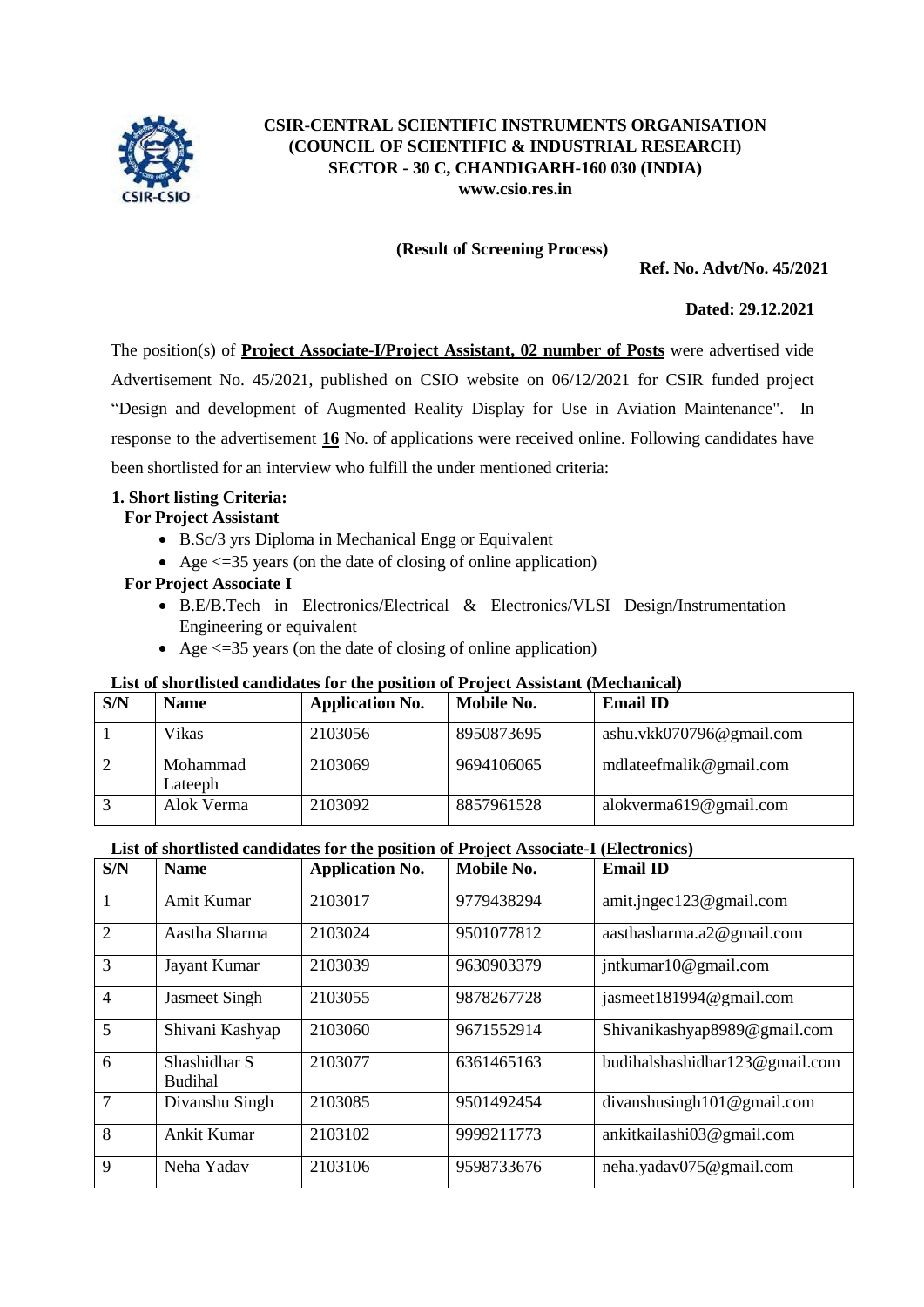# CSIR-CENTRAL SCIENTIFIC INSTRUMENTS ORGANISATION
## (COUNCIL OF SCIENTIFIC & INDUSTRIAL RESEARCH)
## SECTOR - 30 C, CHANDIGARH-160 030 (INDIA)
**www.csio.res.in**

**(Result of Screening Process)**

**Ref. No. Advt/No. 45/2021**

**Dated: 29.12.2021**

The position(s) of **Project Associate-I/Project Assistant, 02 number of Posts** were advertised vide Advertisement No. 45/2021, published on CSIO website on 06/12/2021 for CSIR funded project "Design and development of Augmented Reality Display for Use in Aviation Maintenance". In response to the advertisement **16** No. of applications were received online. Following candidates have been shortlisted for an interview who fulfill the under mentioned criteria:

**1. Short listing Criteria:**

**For Project Assistant**

- B.Sc/3 yrs Diploma in Mechanical Engg or Equivalent
- Age <=35 years (on the date of closing of online application)

**For Project Associate I**

- B.E/B.Tech in Electronics/Electrical & Electronics/VLSI Design/Instrumentation Engineering or equivalent
- Age <=35 years (on the date of closing of online application)

**List of shortlisted candidates for the position of Project Assistant (Mechanical)**

| S/N | Name | Application No. | Mobile No. | Email ID |
|---|---|---|---|---|
| 1 | Vikas | 2103056 | 8950873695 | ashu.vkk070796@gmail.com |
| 2 | Mohammad Lateeph | 2103069 | 9694106065 | mdlateefmalik@gmail.com |
| 3 | Alok Verma | 2103092 | 8857961528 | alokverma619@gmail.com |

**List of shortlisted candidates for the position of Project Associate-I (Electronics)**

| S/N | Name | Application No. | Mobile No. | Email ID |
|---|---|---|---|---|
| 1 | Amit Kumar | 2103017 | 9779438294 | amit.jngec123@gmail.com |
| 2 | Aastha Sharma | 2103024 | 9501077812 | aasthasharma.a2@gmail.com |
| 3 | Jayant Kumar | 2103039 | 9630903379 | jntkumar10@gmail.com |
| 4 | Jasmeet Singh | 2103055 | 9878267728 | jasmeet181994@gmail.com |
| 5 | Shivani Kashyap | 2103060 | 9671552914 | Shivanikashyap8989@gmail.com |
| 6 | Shashidhar S Budihal | 2103077 | 6361465163 | budihalshashidhar123@gmail.com |
| 7 | Divanshu Singh | 2103085 | 9501492454 | divanshusingh101@gmail.com |
| 8 | Ankit Kumar | 2103102 | 9999211773 | ankitkailashi03@gmail.com |
| 9 | Neha Yadav | 2103106 | 9598733676 | neha.yadav075@gmail.com |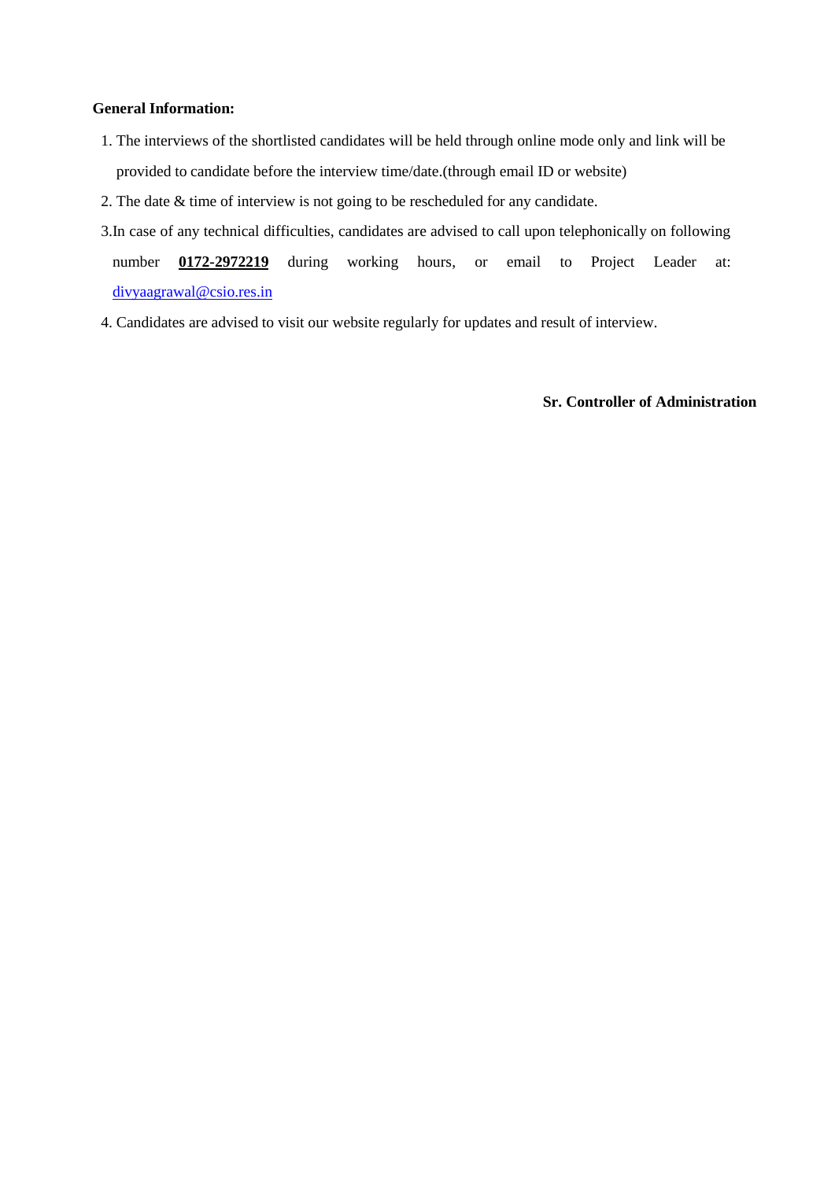**General Information:**

1. The interviews of the shortlisted candidates will be held through online mode only and link will be provided to candidate before the interview time/date.(through email ID or website)
2. The date & time of interview is not going to be rescheduled for any candidate.
3. In case of any technical difficulties, candidates are advised to call upon telephonically on following number **0172-2972219** during working hours, or email to Project Leader at: divyaagrawal@csio.res.in
4. Candidates are advised to visit our website regularly for updates and result of interview.

**Sr. Controller of Administration**